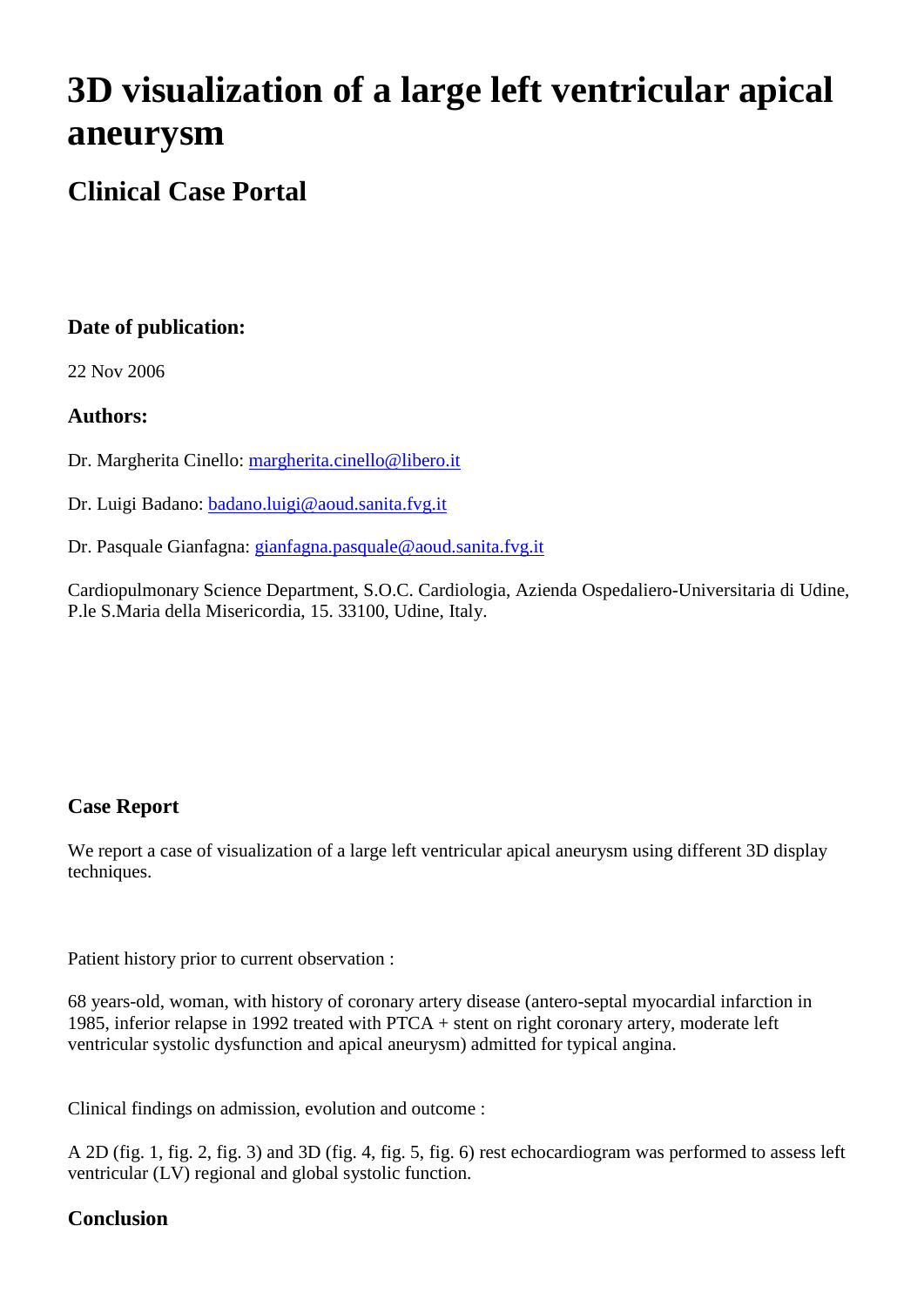# 3D visualization of a large left ventricular apical aneurysm

## Clinical Case Portal

### Date of publication:

22 Nov 2006

### Authors:

Dr. Margherita Cinello: margherita.cinello@libero.it

Dr. Luigi Badano: badano.luigi@aoud.sanita.fvg.it

Dr. Pasquale Gianfagna: gianfagna.pasquale@aoud.sanita.fvg.it

Cardiopulmonary Science Department, S.O.C. Cardiologia, Azienda Ospedaliero-Universitaria di Udine, P.le S.Maria della Misericordia, 15. 33100, Udine, Italy.

### Case Report

We report a case of visualization of a large left ventricular apical aneurysm using different 3D display techniques.

Patient history prior to current observation :

68 years-old, woman, with history of coronary artery disease (antero-septal myocardial infarction in 1985, inferior relapse in 1992 treated with PTCA + stent on right coronary artery, moderate left ventricular systolic dysfunction and apical aneurysm) admitted for typical angina.

Clinical findings on admission, evolution and outcome :

A 2D (fig. 1, fig. 2, fig. 3) and 3D (fig. 4, fig. 5, fig. 6) rest echocardiogram was performed to assess left ventricular (LV) regional and global systolic function.

### Conclusion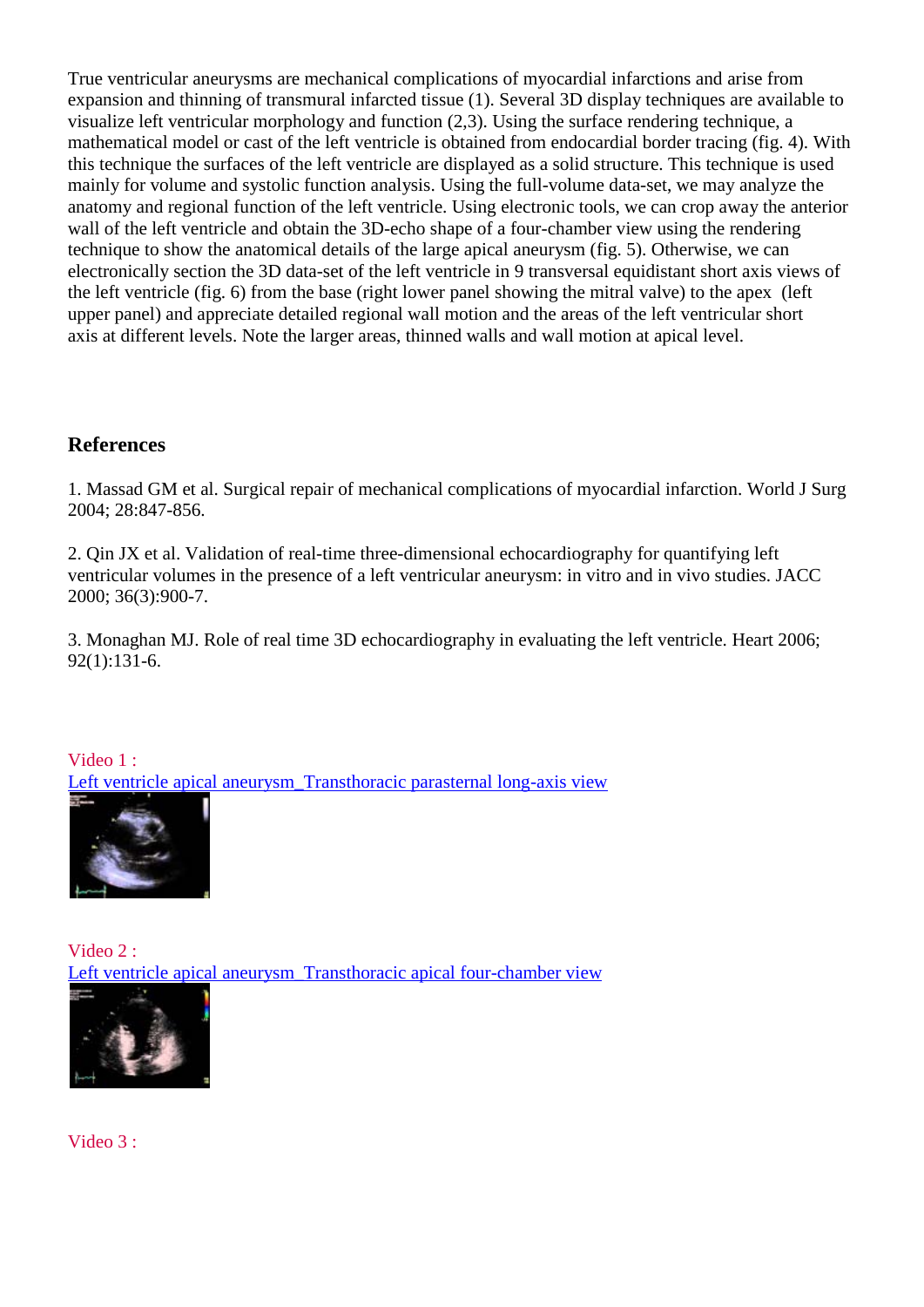True ventricular aneurysms are mechanical complications of myocardial infarctions and arise from expansion and thinning of transmural infarcted tissue (1). Several 3D display techniques are available to visualize left ventricular morphology and function (2,3). Using the surface rendering technique, a mathematical model or cast of the left ventricle is obtained from endocardial border tracing (fig. 4). With this technique the surfaces of the left ventricle are displayed as a solid structure. This technique is used mainly for volume and systolic function analysis. Using the full-volume data-set, we may analyze the anatomy and regional function of the left ventricle. Using electronic tools, we can crop away the anterior wall of the left ventricle and obtain the 3D-echo shape of a four-chamber view using the rendering technique to show the anatomical details of the large apical aneurysm (fig. 5). Otherwise, we can electronically section the 3D data-set of the left ventricle in 9 transversal equidistant short axis views of the left ventricle (fig. 6) from the base (right lower panel showing the mitral valve) to the apex (left upper panel) and appreciate detailed regional wall motion and the areas of the left ventricular short axis at different levels. Note the larger areas, thinned walls and wall motion at apical level.

## References

1. Massad GM et al. Surgical repair of mechanical complications of myocardial infarction. World J Surg 2004; 28:847-856.

2. Qin JX et al. Validation of real-time three-dimensional echocardiography for quantifying left ventricular volumes in the presence of a left ventricular aneurysm: in vitro and in vivo studies. JACC 2000; 36(3):900-7.

3. Monaghan MJ. Role of real time 3D echocardiography in evaluating the left ventricle. Heart 2006; 92(1):131-6.

Video 1 :
Left ventricle apical aneurysm_Transthoracic parasternal long-axis view

Video 2 :
Left ventricle apical aneurysm_Transthoracic apical four-chamber view

Video 3 :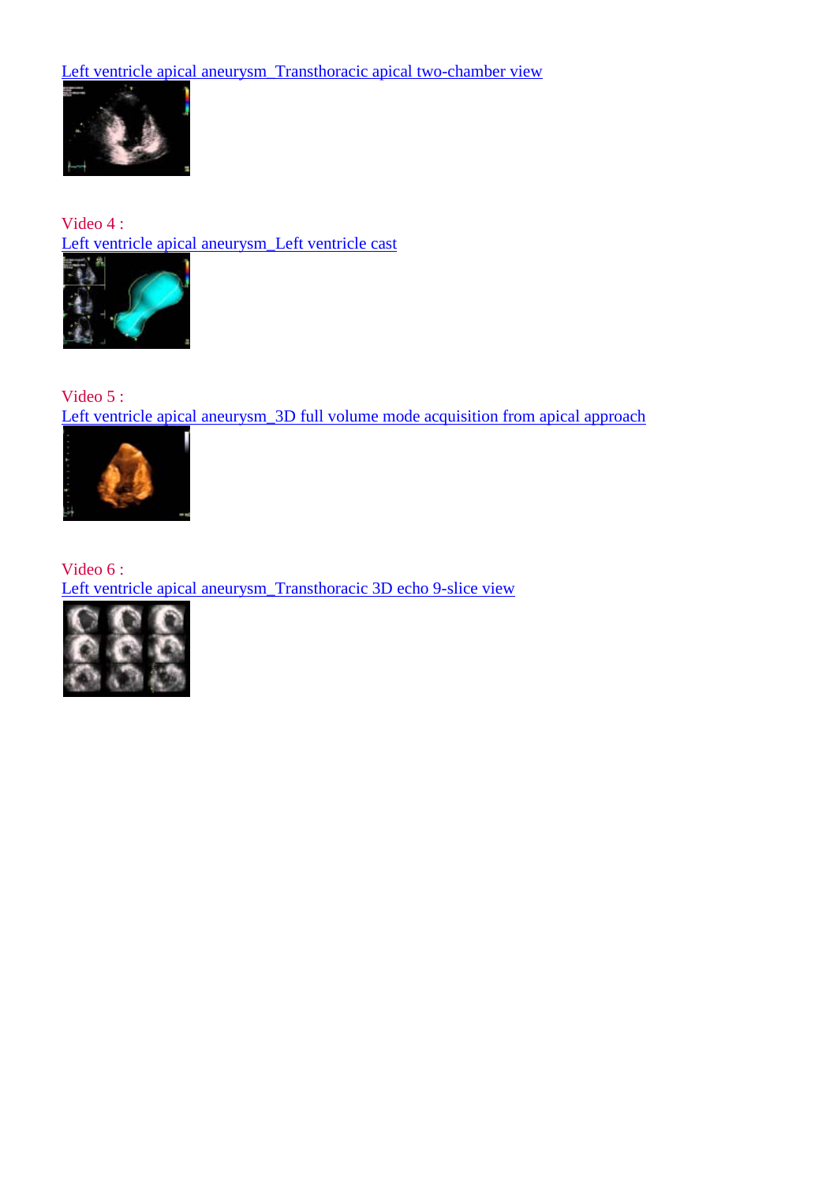Left ventricle apical aneurysm_Transthoracic apical two-chamber view

Video 4 :
Left ventricle apical aneurysm_Left ventricle cast

Video 5 :
Left ventricle apical aneurysm_3D full volume mode acquisition from apical approach

Video 6 :
Left ventricle apical aneurysm_Transthoracic 3D echo 9-slice view